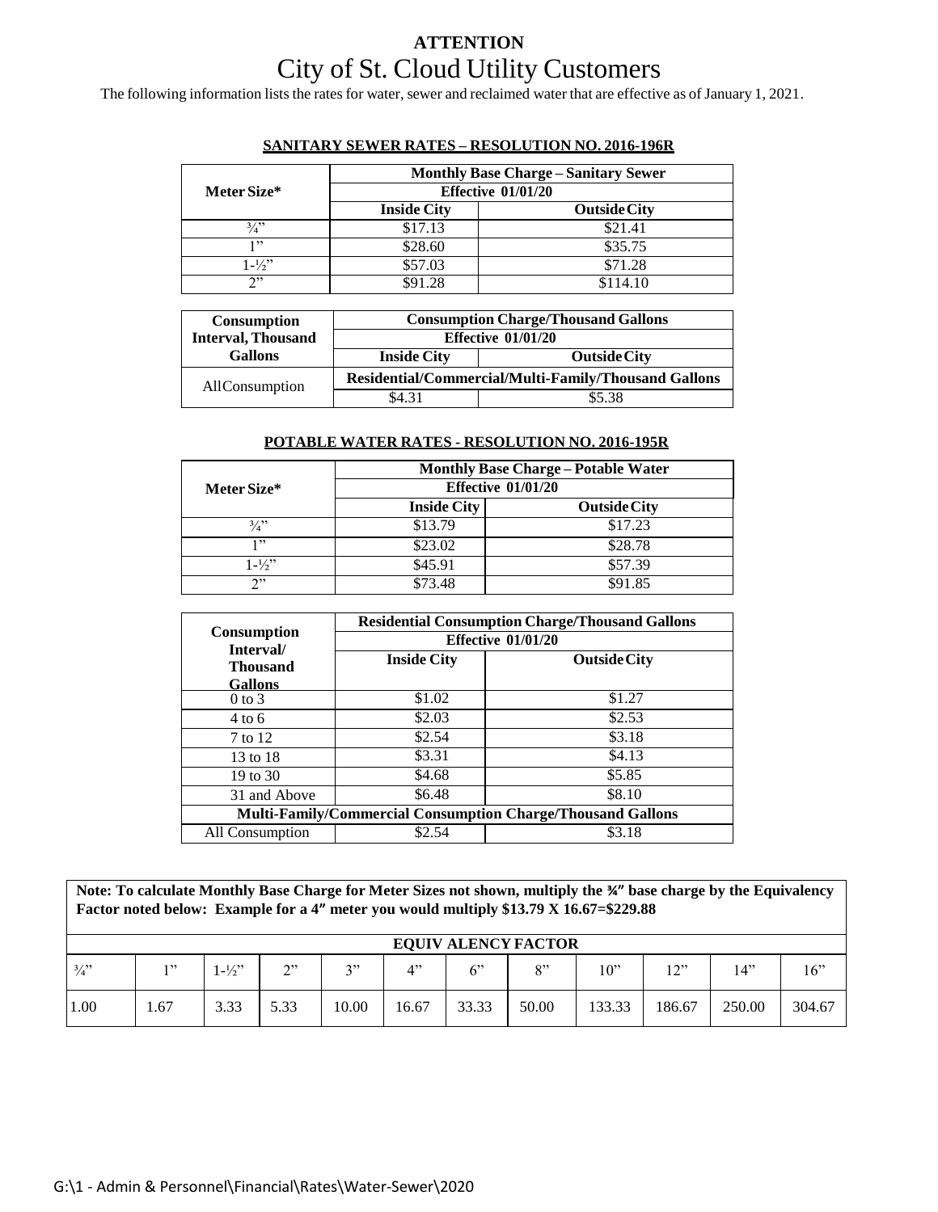**ATTENTION**

# City of St. Cloud Utility Customers

The following information lists the rates for water, sewer and reclaimed water that are effective as of January 1, 2021.

## SANITARY SEWER RATES – RESOLUTION NO. 2016-196R

| Meter Size* | Monthly Base Charge – Sanitary Sewer | |
|---|---|---|
| | Effective 01/01/20 | |
| | Inside City | Outside City |
| ¾” | $17.13 | $21.41 |
| 1” | $28.60 | $35.75 |
| 1-½” | $57.03 | $71.28 |
| 2” | $91.28 | $114.10 |

| Consumption Interval, Thousand Gallons | Consumption Charge/Thousand Gallons | |
|---|---|---|
| | Effective 01/01/20 | |
| | Inside City | Outside City |
| All Consumption | Residential/Commercial/Multi-Family/Thousand Gallons | |
| | $4.31 | $5.38 |

## POTABLE WATER RATES - RESOLUTION NO. 2016-195R

| Meter Size* | Monthly Base Charge – Potable Water | |
|---|---|---|
| | Effective 01/01/20 | |
| | Inside City | Outside City |
| ¾” | $13.79 | $17.23 |
| 1” | $23.02 | $28.78 |
| 1-½” | $45.91 | $57.39 |
| 2” | $73.48 | $91.85 |

| Consumption Interval/ Thousand Gallons | Residential Consumption Charge/Thousand Gallons | |
|---|---|---|
| | Effective 01/01/20 | |
| | Inside City | Outside City |
| 0 to 3 | $1.02 | $1.27 |
| 4 to 6 | $2.03 | $2.53 |
| 7 to 12 | $2.54 | $3.18 |
| 13 to 18 | $3.31 | $4.13 |
| 19 to 30 | $4.68 | $5.85 |
| 31 and Above | $6.48 | $8.10 |
| Multi-Family/Commercial Consumption Charge/Thousand Gallons | | |
| All Consumption | $2.54 | $3.18 |

**Note: To calculate Monthly Base Charge for Meter Sizes not shown, multiply the ¾” base charge by the Equivalency Factor noted below: Example for a 4” meter you would multiply $13.79 X 16.67=$229.88**

**EQUIVALENCY FACTOR**

| ¾” | 1” | 1-½” | 2” | 3” | 4” | 6” | 8” | 10” | 12” | 14” | 16” |
|---|---|---|---|---|---|---|---|---|---|---|---|
| 1.00 | 1.67 | 3.33 | 5.33 | 10.00 | 16.67 | 33.33 | 50.00 | 133.33 | 186.67 | 250.00 | 304.67 |

G:\1 - Admin & Personnel\Financial\Rates\Water-Sewer\2020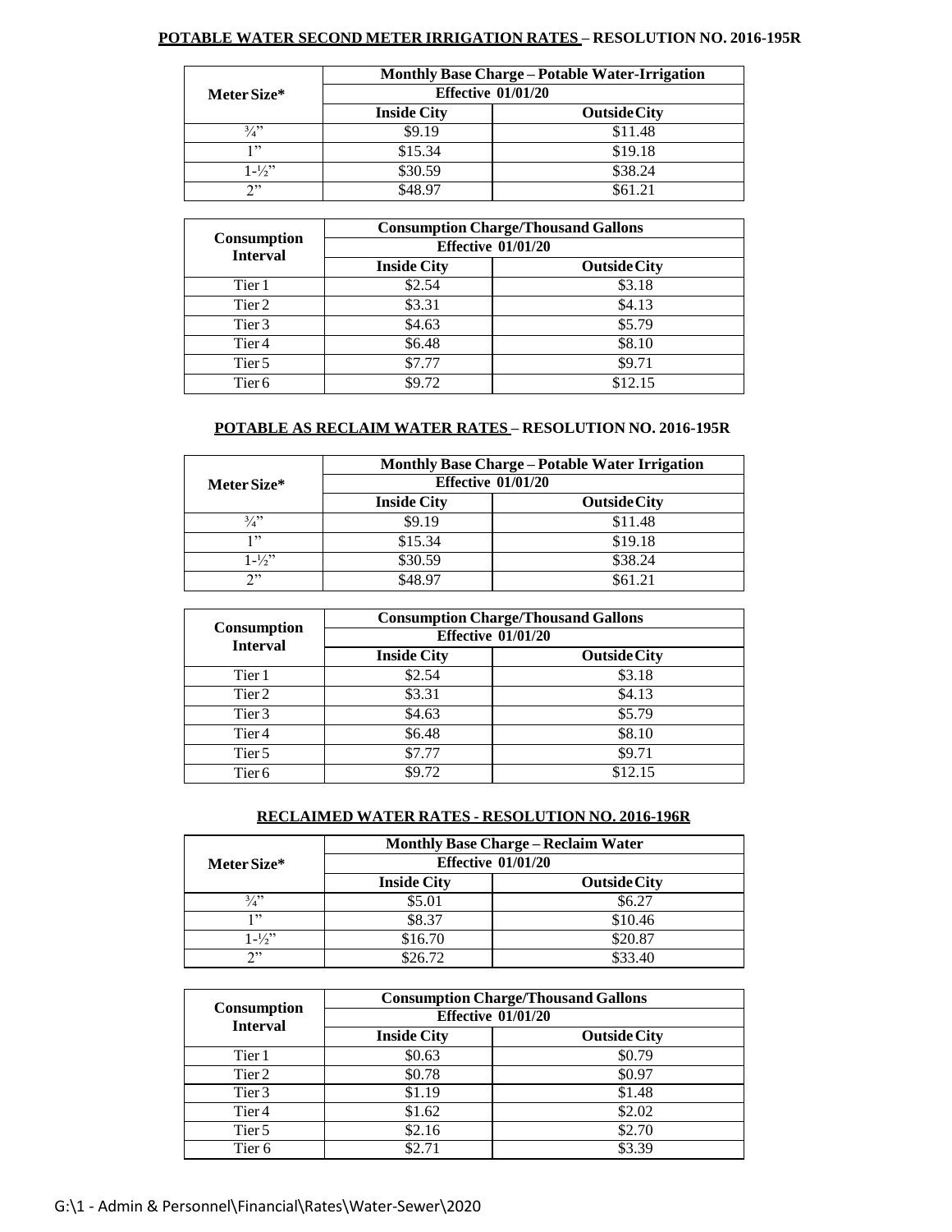**POTABLE WATER SECOND METER IRRIGATION RATES – RESOLUTION NO. 2016-195R**

| Meter Size* | Monthly Base Charge – Potable Water-Irrigation | |
|---|---|---|
| | Effective 01/01/20 | |
| | Inside City | Outside City |
| ¾” | $9.19 | $11.48 |
| 1” | $15.34 | $19.18 |
| 1-½” | $30.59 | $38.24 |
| 2” | $48.97 | $61.21 |

| Consumption Interval | Consumption Charge/Thousand Gallons | |
|---|---|---|
| | Effective 01/01/20 | |
| | Inside City | Outside City |
| Tier 1 | $2.54 | $3.18 |
| Tier 2 | $3.31 | $4.13 |
| Tier 3 | $4.63 | $5.79 |
| Tier 4 | $6.48 | $8.10 |
| Tier 5 | $7.77 | $9.71 |
| Tier 6 | $9.72 | $12.15 |

**POTABLE AS RECLAIM WATER RATES – RESOLUTION NO. 2016-195R**

| Meter Size* | Monthly Base Charge – Potable Water Irrigation | |
|---|---|---|
| | Effective 01/01/20 | |
| | Inside City | Outside City |
| ¾” | $9.19 | $11.48 |
| 1” | $15.34 | $19.18 |
| 1-½” | $30.59 | $38.24 |
| 2” | $48.97 | $61.21 |

| Consumption Interval | Consumption Charge/Thousand Gallons | |
|---|---|---|
| | Effective 01/01/20 | |
| | Inside City | Outside City |
| Tier 1 | $2.54 | $3.18 |
| Tier 2 | $3.31 | $4.13 |
| Tier 3 | $4.63 | $5.79 |
| Tier 4 | $6.48 | $8.10 |
| Tier 5 | $7.77 | $9.71 |
| Tier 6 | $9.72 | $12.15 |

**RECLAIMED WATER RATES - RESOLUTION NO. 2016-196R**

| Meter Size* | Monthly Base Charge – Reclaim Water | |
|---|---|---|
| | Effective 01/01/20 | |
| | Inside City | Outside City |
| ¾” | $5.01 | $6.27 |
| 1” | $8.37 | $10.46 |
| 1-½” | $16.70 | $20.87 |
| 2” | $26.72 | $33.40 |

| Consumption Interval | Consumption Charge/Thousand Gallons | |
|---|---|---|
| | Effective 01/01/20 | |
| | Inside City | Outside City |
| Tier 1 | $0.63 | $0.79 |
| Tier 2 | $0.78 | $0.97 |
| Tier 3 | $1.19 | $1.48 |
| Tier 4 | $1.62 | $2.02 |
| Tier 5 | $2.16 | $2.70 |
| Tier 6 | $2.71 | $3.39 |

G:\1 - Admin & Personnel\Financial\Rates\Water-Sewer\2020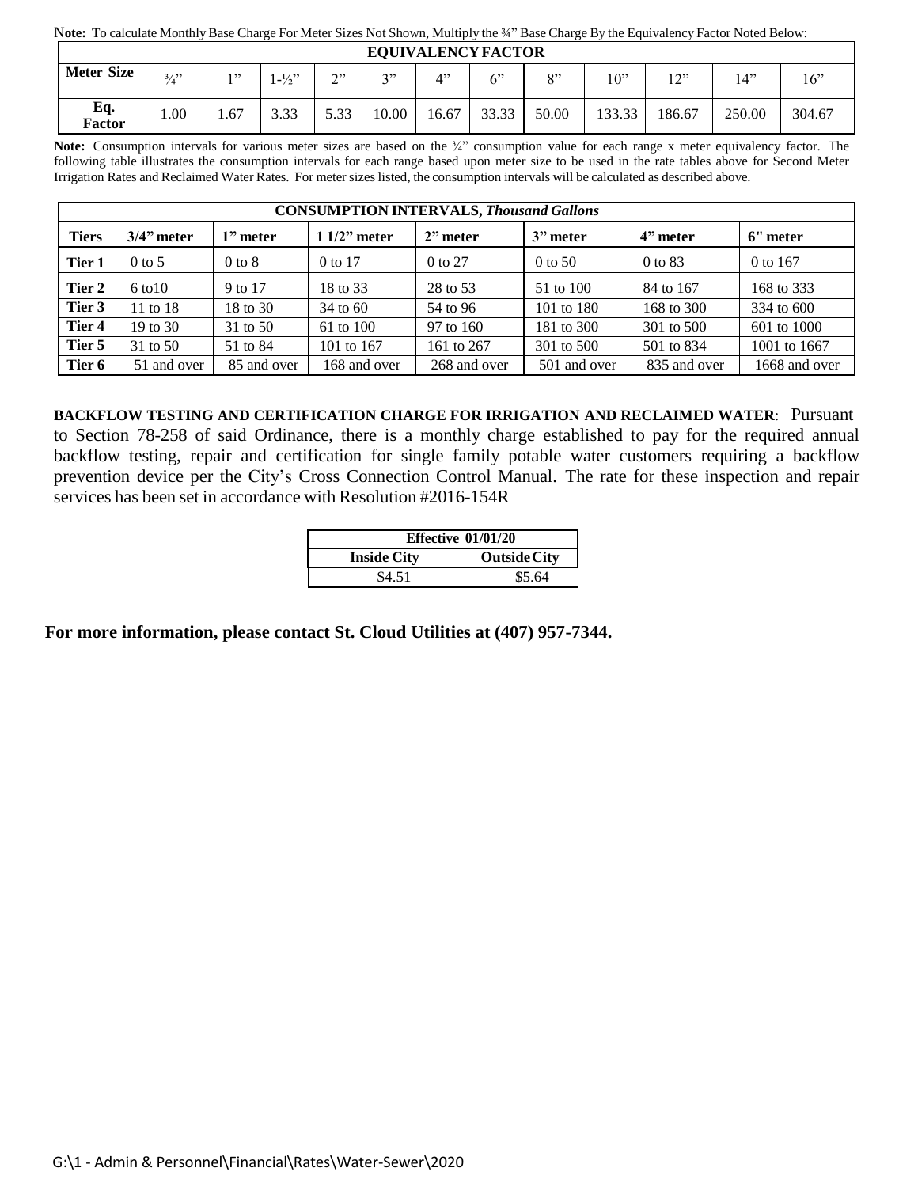Note: To calculate Monthly Base Charge For Meter Sizes Not Shown, Multiply the ¾" Base Charge By the Equivalency Factor Noted Below:

| EQUIVALENCY FACTOR | | | | | | | | | | | | |
|---|---|---|---|---|---|---|---|---|---|---|---|---|
| **Meter Size** | ¾" | 1" | 1-½" | 2" | 3" | 4" | 6" | 8" | 10" | 12" | 14" | 16" |
| **Eq. Factor** | 1.00 | 1.67 | 3.33 | 5.33 | 10.00 | 16.67 | 33.33 | 50.00 | 133.33 | 186.67 | 250.00 | 304.67 |

**Note:** Consumption intervals for various meter sizes are based on the ¾" consumption value for each range x meter equivalency factor. The following table illustrates the consumption intervals for each range based upon meter size to be used in the rate tables above for Second Meter Irrigation Rates and Reclaimed Water Rates. For meter sizes listed, the consumption intervals will be calculated as described above.

| CONSUMPTION INTERVALS, *Thousand Gallons* | | | | | | | |
|---|---|---|---|---|---|---|---|
| **Tiers** | **3/4" meter** | **1" meter** | **1 1/2" meter** | **2" meter** | **3" meter** | **4" meter** | **6" meter** |
| **Tier 1** | 0 to 5 | 0 to 8 | 0 to 17 | 0 to 27 | 0 to 50 | 0 to 83 | 0 to 167 |
| **Tier 2** | 6 to10 | 9 to 17 | 18 to 33 | 28 to 53 | 51 to 100 | 84 to 167 | 168 to 333 |
| **Tier 3** | 11 to 18 | 18 to 30 | 34 to 60 | 54 to 96 | 101 to 180 | 168 to 300 | 334 to 600 |
| **Tier 4** | 19 to 30 | 31 to 50 | 61 to 100 | 97 to 160 | 181 to 300 | 301 to 500 | 601 to 1000 |
| **Tier 5** | 31 to 50 | 51 to 84 | 101 to 167 | 161 to 267 | 301 to 500 | 501 to 834 | 1001 to 1667 |
| **Tier 6** | 51 and over | 85 and over | 168 and over | 268 and over | 501 and over | 835 and over | 1668 and over |

**BACKFLOW TESTING AND CERTIFICATION CHARGE FOR IRRIGATION AND RECLAIMED WATER**: Pursuant to Section 78-258 of said Ordinance, there is a monthly charge established to pay for the required annual backflow testing, repair and certification for single family potable water customers requiring a backflow prevention device per the City's Cross Connection Control Manual. The rate for these inspection and repair services has been set in accordance with Resolution #2016-154R

| Effective 01/01/20 | |
|---|---|
| **Inside City** | **Outside City** |
| $4.51 | $5.64 |

**For more information, please contact St. Cloud Utilities at (407) 957-7344.**

G:\1 - Admin & Personnel\Financial\Rates\Water-Sewer\2020